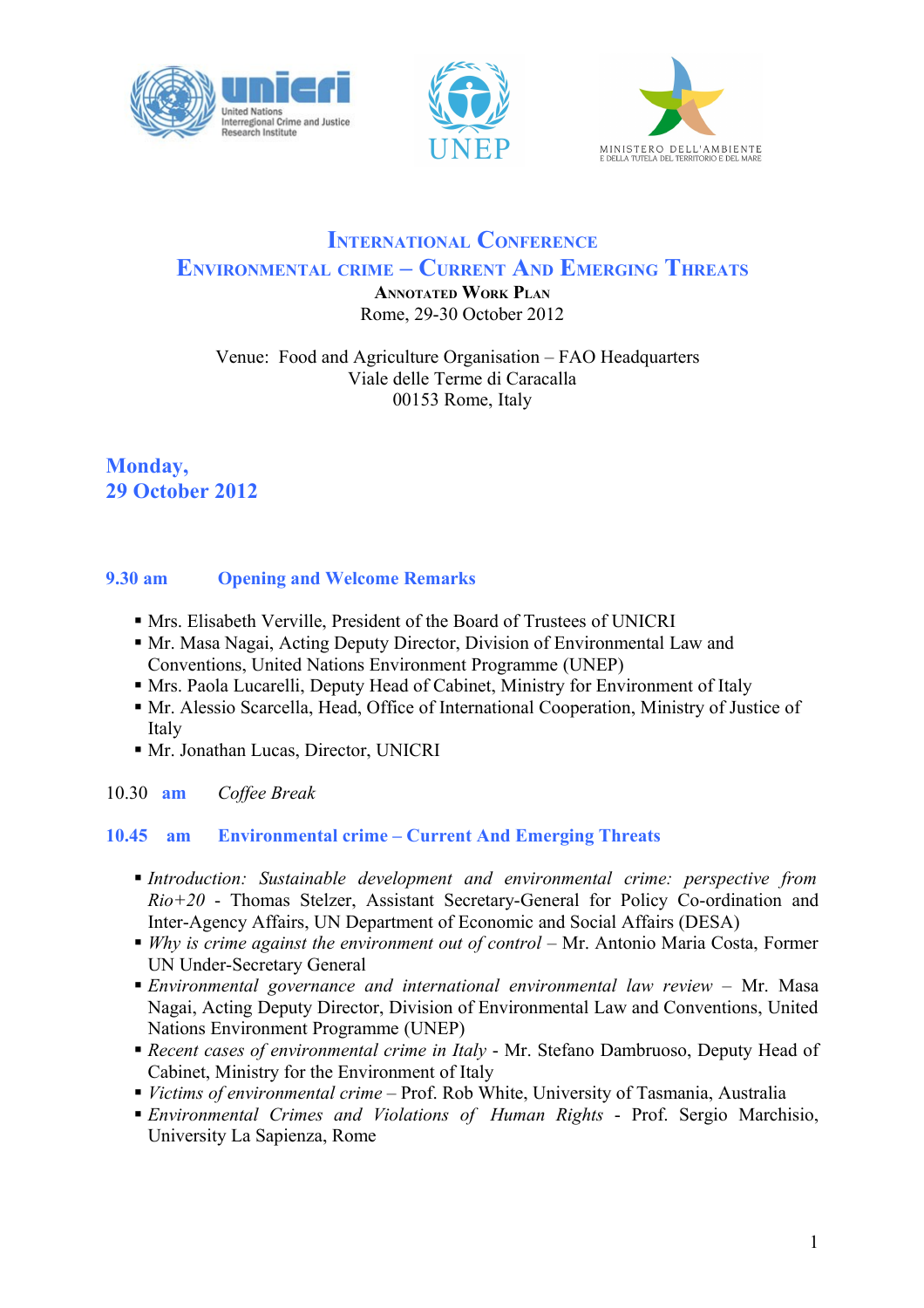# International Conference

# Environmental crime – Current And Emerging Threats

**Annotated Work Plan**

Rome, 29-30 October 2012

Venue: Food and Agriculture Organisation – FAO Headquarters
Viale delle Terme di Caracalla
00153 Rome, Italy

## Monday, 29 October 2012

### 9.30 am Opening and Welcome Remarks

- Mrs. Elisabeth Verville, President of the Board of Trustees of UNICRI
- Mr. Masa Nagai, Acting Deputy Director, Division of Environmental Law and Conventions, United Nations Environment Programme (UNEP)
- Mrs. Paola Lucarelli, Deputy Head of Cabinet, Ministry for Environment of Italy
- Mr. Alessio Scarcella, Head, Office of International Cooperation, Ministry of Justice of Italy
- Mr. Jonathan Lucas, Director, UNICRI

10.30 am *Coffee Break*

### 10.45 am Environmental crime – Current And Emerging Threats

- *Introduction: Sustainable development and environmental crime: perspective from Rio+20* - Thomas Stelzer, Assistant Secretary-General for Policy Co-ordination and Inter-Agency Affairs, UN Department of Economic and Social Affairs (DESA)
- *Why is crime against the environment out of control* – Mr. Antonio Maria Costa, Former UN Under-Secretary General
- *Environmental governance and international environmental law review* – Mr. Masa Nagai, Acting Deputy Director, Division of Environmental Law and Conventions, United Nations Environment Programme (UNEP)
- *Recent cases of environmental crime in Italy* - Mr. Stefano Dambruoso, Deputy Head of Cabinet, Ministry for the Environment of Italy
- *Victims of environmental crime* – Prof. Rob White, University of Tasmania, Australia
- *Environmental Crimes and Violations of Human Rights* - Prof. Sergio Marchisio, University La Sapienza, Rome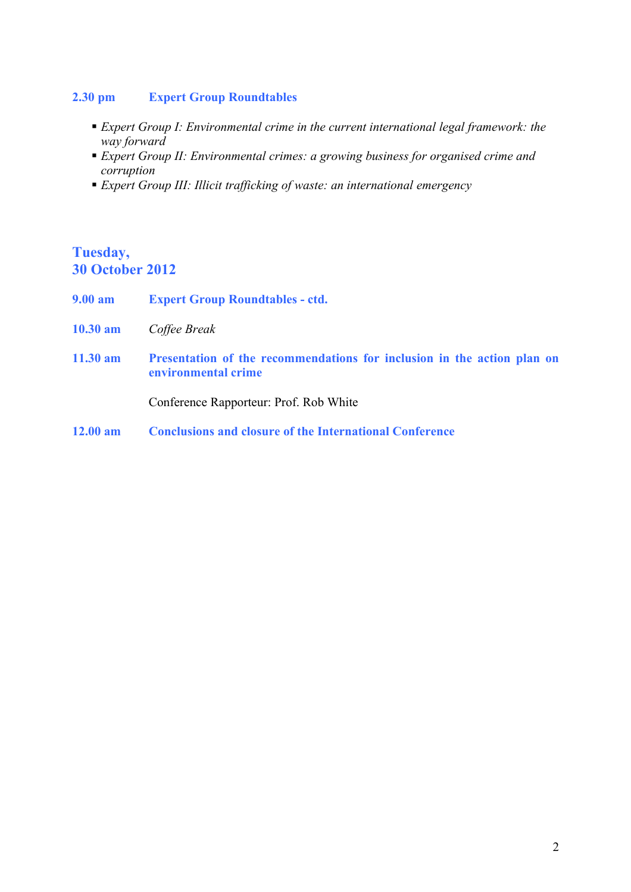**2.30 pm** **Expert Group Roundtables**

- *Expert Group I: Environmental crime in the current international legal framework: the way forward*
- *Expert Group II: Environmental crimes: a growing business for organised crime and corruption*
- *Expert Group III: Illicit trafficking of waste: an international emergency*

## Tuesday, 30 October 2012

**9.00 am** **Expert Group Roundtables - ctd.**

**10.30 am** *Coffee Break*

**11.30 am** **Presentation of the recommendations for inclusion in the action plan on environmental crime**

Conference Rapporteur: Prof. Rob White

**12.00 am** **Conclusions and closure of the International Conference**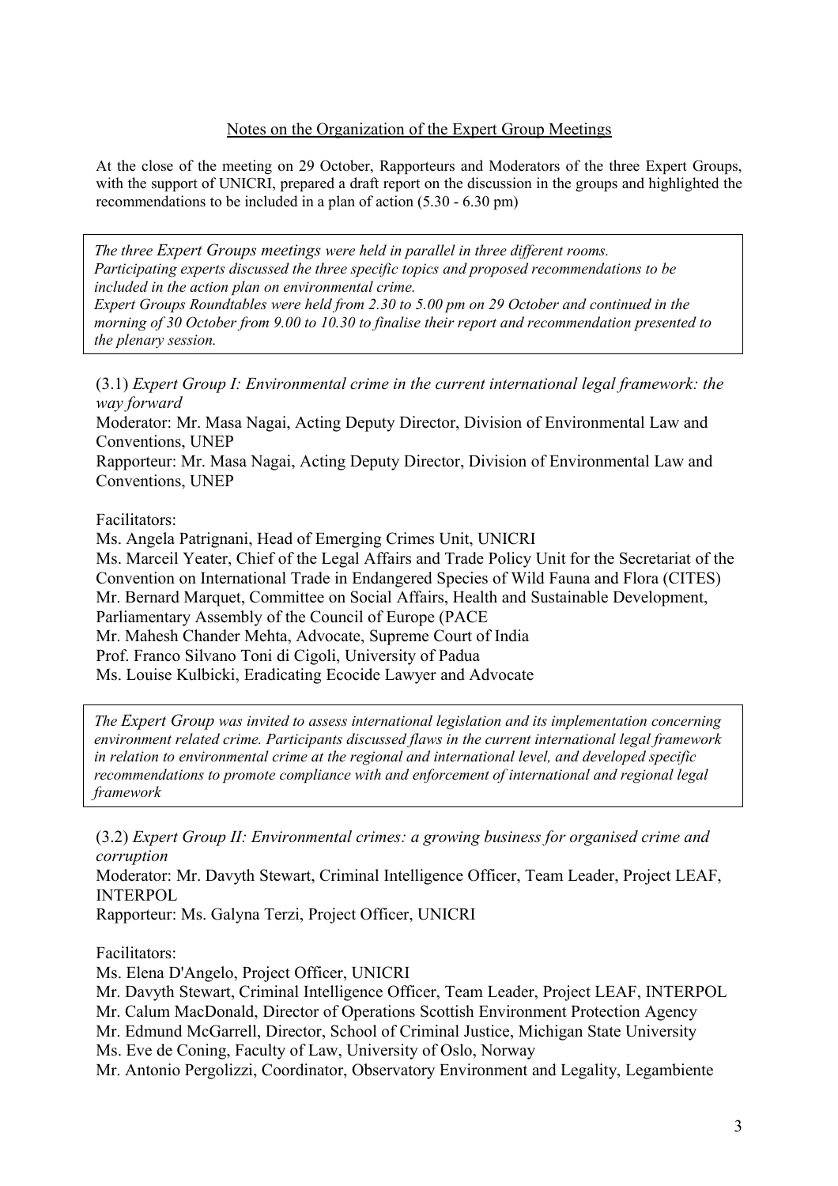## Notes on the Organization of the Expert Group Meetings

At the close of the meeting on 29 October, Rapporteurs and Moderators of the three Expert Groups, with the support of UNICRI, prepared a draft report on the discussion in the groups and highlighted the recommendations to be included in a plan of action (5.30 - 6.30 pm)

> *The three Expert Groups meetings were held in parallel in three different rooms. Participating experts discussed the three specific topics and proposed recommendations to be included in the action plan on environmental crime.*
> *Expert Groups Roundtables were held from 2.30 to 5.00 pm on 29 October and continued in the morning of 30 October from 9.00 to 10.30 to finalise their report and recommendation presented to the plenary session.*

(3.1) *Expert Group I: Environmental crime in the current international legal framework: the way forward*

Moderator: Mr. Masa Nagai, Acting Deputy Director, Division of Environmental Law and Conventions, UNEP

Rapporteur: Mr. Masa Nagai, Acting Deputy Director, Division of Environmental Law and Conventions, UNEP

Facilitators:

Ms. Angela Patrignani, Head of Emerging Crimes Unit, UNICRI
Ms. Marceil Yeater, Chief of the Legal Affairs and Trade Policy Unit for the Secretariat of the Convention on International Trade in Endangered Species of Wild Fauna and Flora (CITES)
Mr. Bernard Marquet, Committee on Social Affairs, Health and Sustainable Development, Parliamentary Assembly of the Council of Europe (PACE
Mr. Mahesh Chander Mehta, Advocate, Supreme Court of India
Prof. Franco Silvano Toni di Cigoli, University of Padua
Ms. Louise Kulbicki, Eradicating Ecocide Lawyer and Advocate

> *The Expert Group was invited to assess international legislation and its implementation concerning environment related crime. Participants discussed flaws in the current international legal framework in relation to environmental crime at the regional and international level, and developed specific recommendations to promote compliance with and enforcement of international and regional legal framework*

(3.2) *Expert Group II: Environmental crimes: a growing business for organised crime and corruption*

Moderator: Mr. Davyth Stewart, Criminal Intelligence Officer, Team Leader, Project LEAF, INTERPOL

Rapporteur: Ms. Galyna Terzi, Project Officer, UNICRI

Facilitators:

Ms. Elena D'Angelo, Project Officer, UNICRI
Mr. Davyth Stewart, Criminal Intelligence Officer, Team Leader, Project LEAF, INTERPOL
Mr. Calum MacDonald, Director of Operations Scottish Environment Protection Agency
Mr. Edmund McGarrell, Director, School of Criminal Justice, Michigan State University
Ms. Eve de Coning, Faculty of Law, University of Oslo, Norway
Mr. Antonio Pergolizzi, Coordinator, Observatory Environment and Legality, Legambiente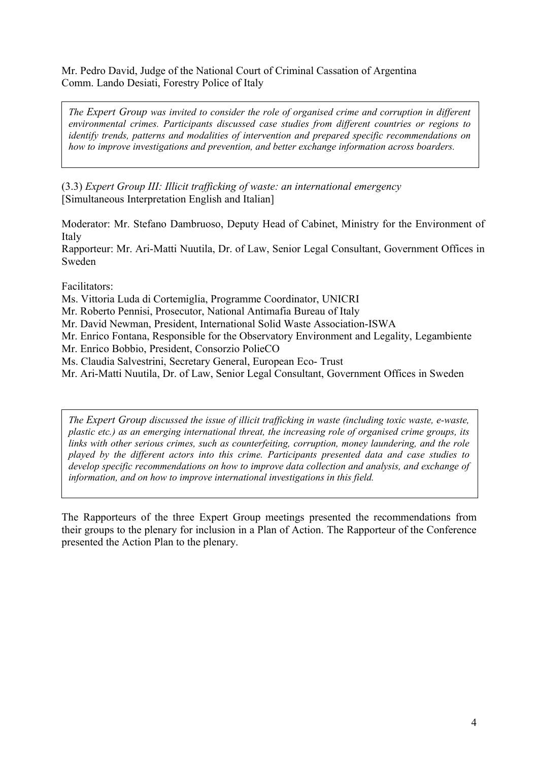Mr. Pedro David, Judge of the National Court of Criminal Cassation of Argentina
Comm. Lando Desiati, Forestry Police of Italy

> *The Expert Group was invited to consider the role of organised crime and corruption in different environmental crimes. Participants discussed case studies from different countries or regions to identify trends, patterns and modalities of intervention and prepared specific recommendations on how to improve investigations and prevention, and better exchange information across boarders.*

(3.3) *Expert Group III: Illicit trafficking of waste: an international emergency*
[Simultaneous Interpretation English and Italian]

Moderator: Mr. Stefano Dambruoso, Deputy Head of Cabinet, Ministry for the Environment of Italy
Rapporteur: Mr. Ari-Matti Nuutila, Dr. of Law, Senior Legal Consultant, Government Offices in Sweden

Facilitators:
Ms. Vittoria Luda di Cortemiglia, Programme Coordinator, UNICRI
Mr. Roberto Pennisi, Prosecutor, National Antimafia Bureau of Italy
Mr. David Newman, President, International Solid Waste Association-ISWA
Mr. Enrico Fontana, Responsible for the Observatory Environment and Legality, Legambiente
Mr. Enrico Bobbio, President, Consorzio PolieCO
Ms. Claudia Salvestrini, Secretary General, European Eco- Trust
Mr. Ari-Matti Nuutila, Dr. of Law, Senior Legal Consultant, Government Offices in Sweden

> *The Expert Group discussed the issue of illicit trafficking in waste (including toxic waste, e-waste, plastic etc.) as an emerging international threat, the increasing role of organised crime groups, its links with other serious crimes, such as counterfeiting, corruption, money laundering, and the role played by the different actors into this crime. Participants presented data and case studies to develop specific recommendations on how to improve data collection and analysis, and exchange of information, and on how to improve international investigations in this field.*

The Rapporteurs of the three Expert Group meetings presented the recommendations from their groups to the plenary for inclusion in a Plan of Action. The Rapporteur of the Conference presented the Action Plan to the plenary.